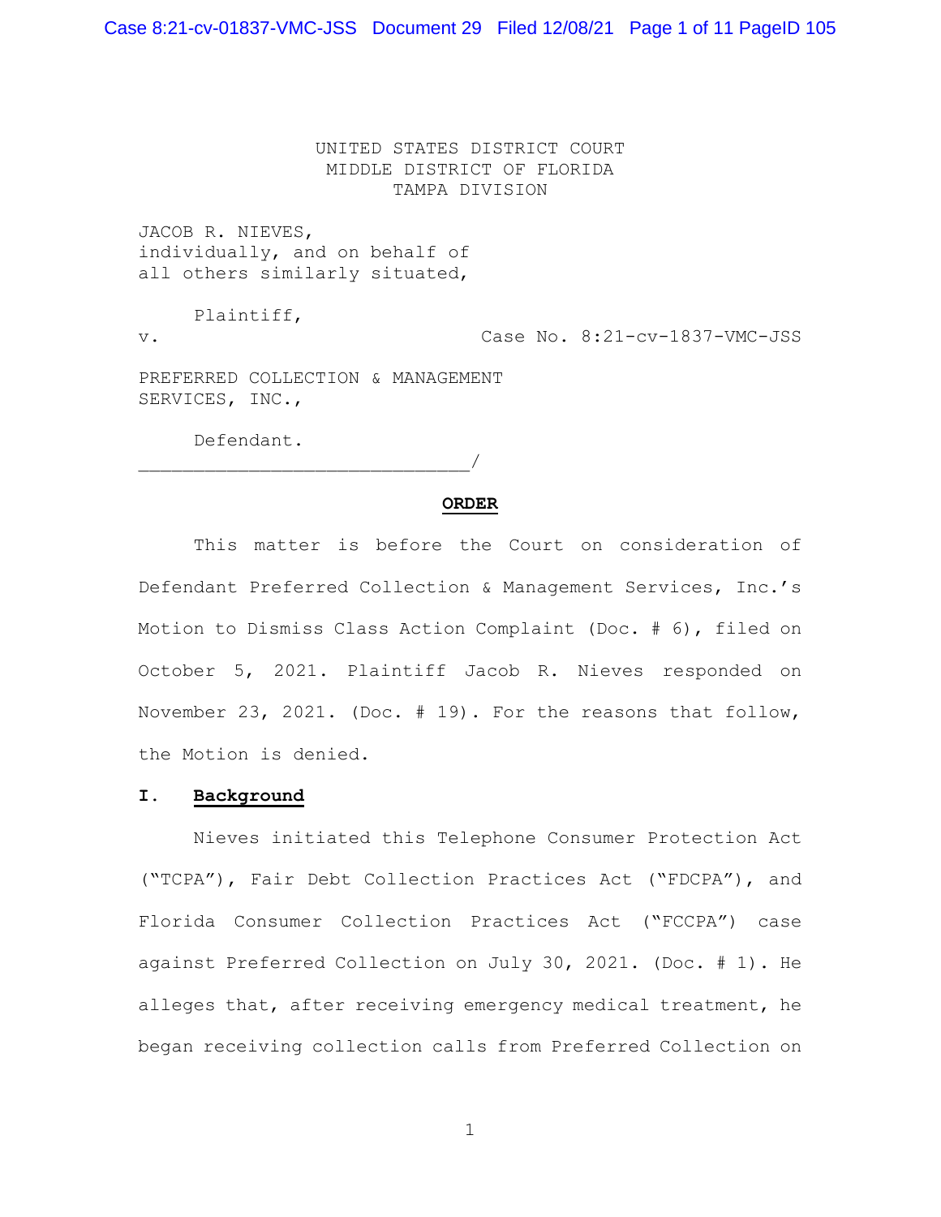UNITED STATES DISTRICT COURT
MIDDLE DISTRICT OF FLORIDA
TAMPA DIVISION

JACOB R. NIEVES,
individually, and on behalf of
all others similarly situated,

Plaintiff,

v. Case No. 8:21-cv-1837-VMC-JSS

PREFERRED COLLECTION & MANAGEMENT
SERVICES, INC.,

Defendant.
______________________________/

**ORDER**

This matter is before the Court on consideration of Defendant Preferred Collection & Management Services, Inc.'s Motion to Dismiss Class Action Complaint (Doc. # 6), filed on October 5, 2021. Plaintiff Jacob R. Nieves responded on November 23, 2021. (Doc. # 19). For the reasons that follow, the Motion is denied.

## I. Background

Nieves initiated this Telephone Consumer Protection Act ("TCPA"), Fair Debt Collection Practices Act ("FDCPA"), and Florida Consumer Collection Practices Act ("FCCPA") case against Preferred Collection on July 30, 2021. (Doc. # 1). He alleges that, after receiving emergency medical treatment, he began receiving collection calls from Preferred Collection on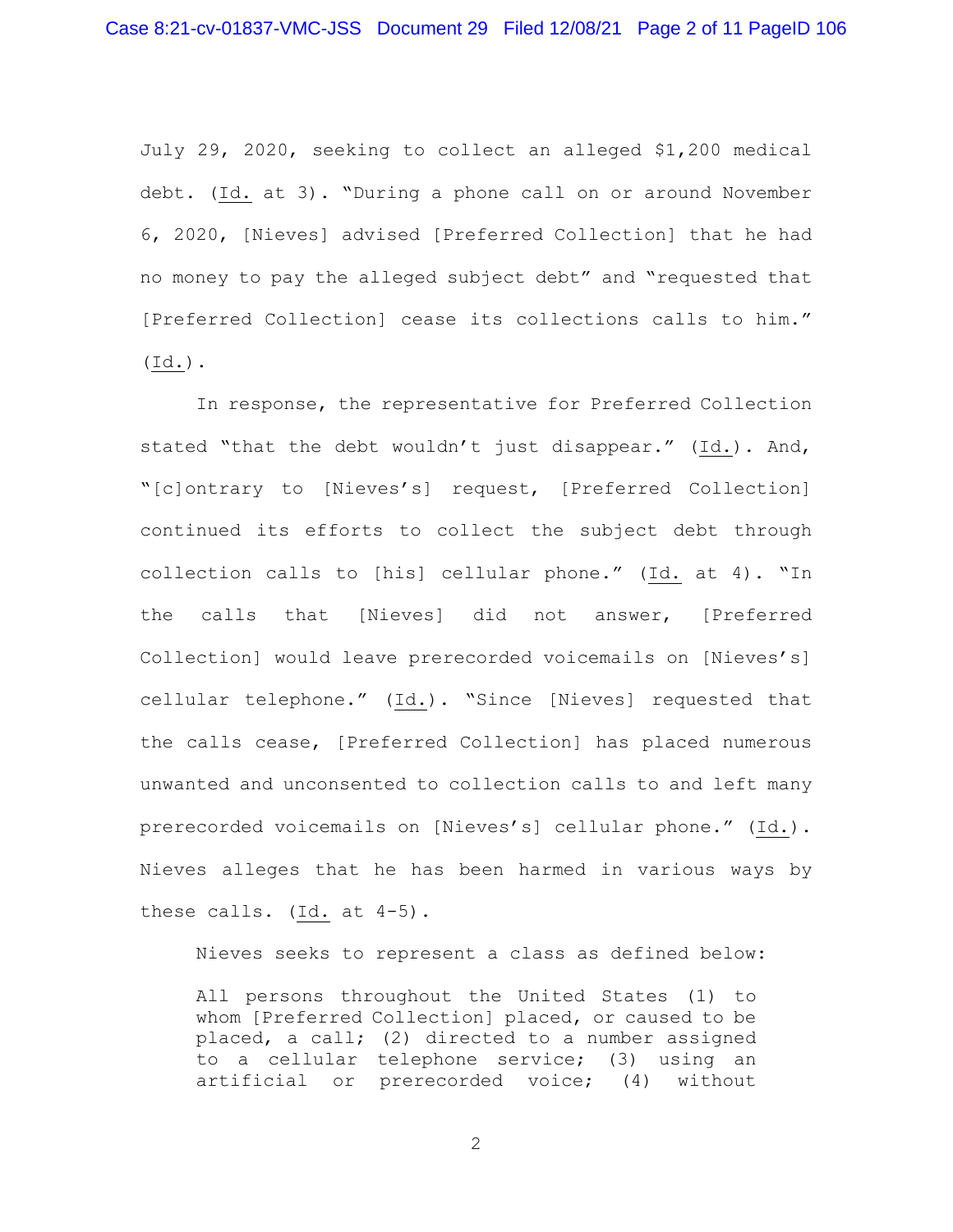July 29, 2020, seeking to collect an alleged $1,200 medical debt. (Id. at 3). "During a phone call on or around November 6, 2020, [Nieves] advised [Preferred Collection] that he had no money to pay the alleged subject debt" and "requested that [Preferred Collection] cease its collections calls to him." (Id.).

In response, the representative for Preferred Collection stated "that the debt wouldn't just disappear." (Id.). And, "[c]ontrary to [Nieves's] request, [Preferred Collection] continued its efforts to collect the subject debt through collection calls to [his] cellular phone." (Id. at 4). "In the calls that [Nieves] did not answer, [Prefered Collection] would leave prerecorded voicemails on [Nieves's] cellular telephone." (Id.). "Since [Nieves] requested that the calls cease, [Preferred Collection] has placed numerous unwanted and unconsented to collection calls to and left many prerecorded voicemails on [Nieves's] cellular phone." (Id.). Nieves alleges that he has been harmed in various ways by these calls. (Id. at 4-5).

Nieves seeks to represent a class as defined below:

> All persons throughout the United States (1) to whom [Preferred Collection] placed, or caused to be placed, a call; (2) directed to a number assigned to a cellular telephone service; (3) using an artificial or prerecorded voice; (4) without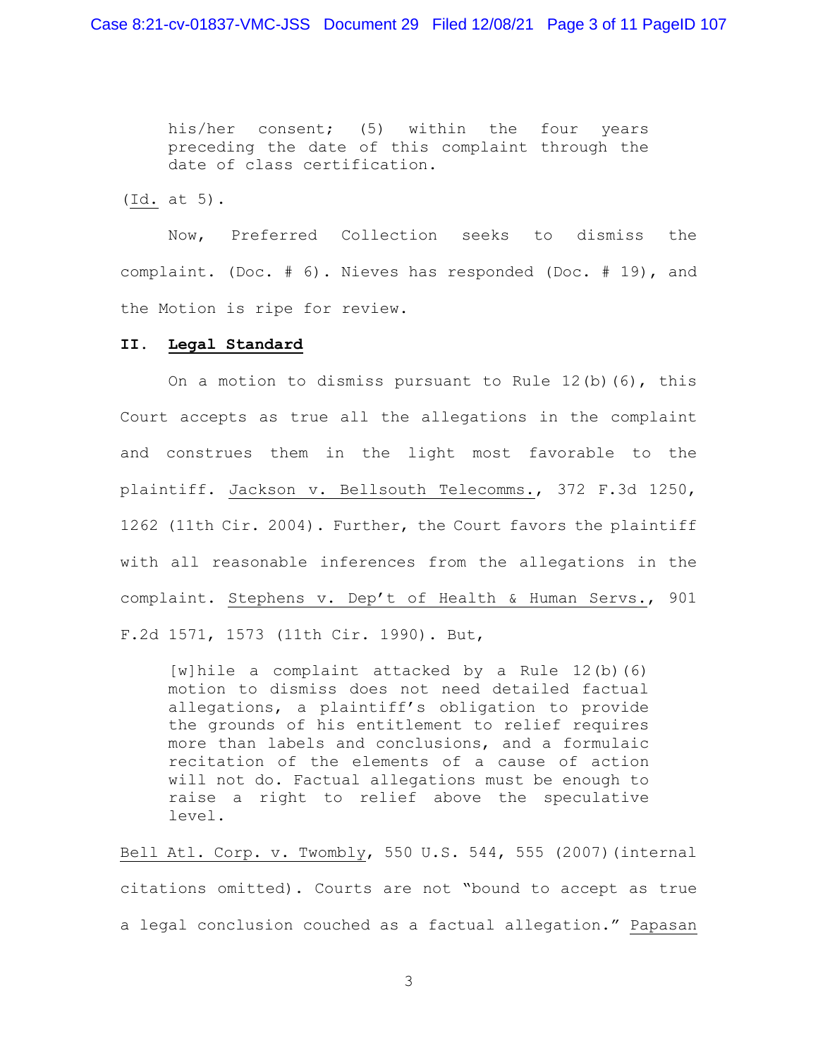> his/her consent; (5) within the four years preceding the date of this complaint through the date of class certification.

(Id. at 5).

Now, Preferred Collection seeks to dismiss the complaint. (Doc. # 6). Nieves has responded (Doc. # 19), and the Motion is ripe for review.

## II. Legal Standard

On a motion to dismiss pursuant to Rule 12(b)(6), this Court accepts as true all the allegations in the complaint and construes them in the light most favorable to the plaintiff. Jackson v. Bellsouth Telecomms., 372 F.3d 1250, 1262 (11th Cir. 2004). Further, the Court favors the plaintiff with all reasonable inferences from the allegations in the complaint. Stephens v. Dep't of Health & Human Servs., 901 F.2d 1571, 1573 (11th Cir. 1990). But,

> [w]hile a complaint attacked by a Rule 12(b)(6) motion to dismiss does not need detailed factual allegations, a plaintiff's obligation to provide the grounds of his entitlement to relief requires more than labels and conclusions, and a formulaic recitation of the elements of a cause of action will not do. Factual allegations must be enough to raise a right to relief above the speculative level.

Bell Atl. Corp. v. Twombly, 550 U.S. 544, 555 (2007)(internal citations omitted). Courts are not "bound to accept as true a legal conclusion couched as a factual allegation." Papasan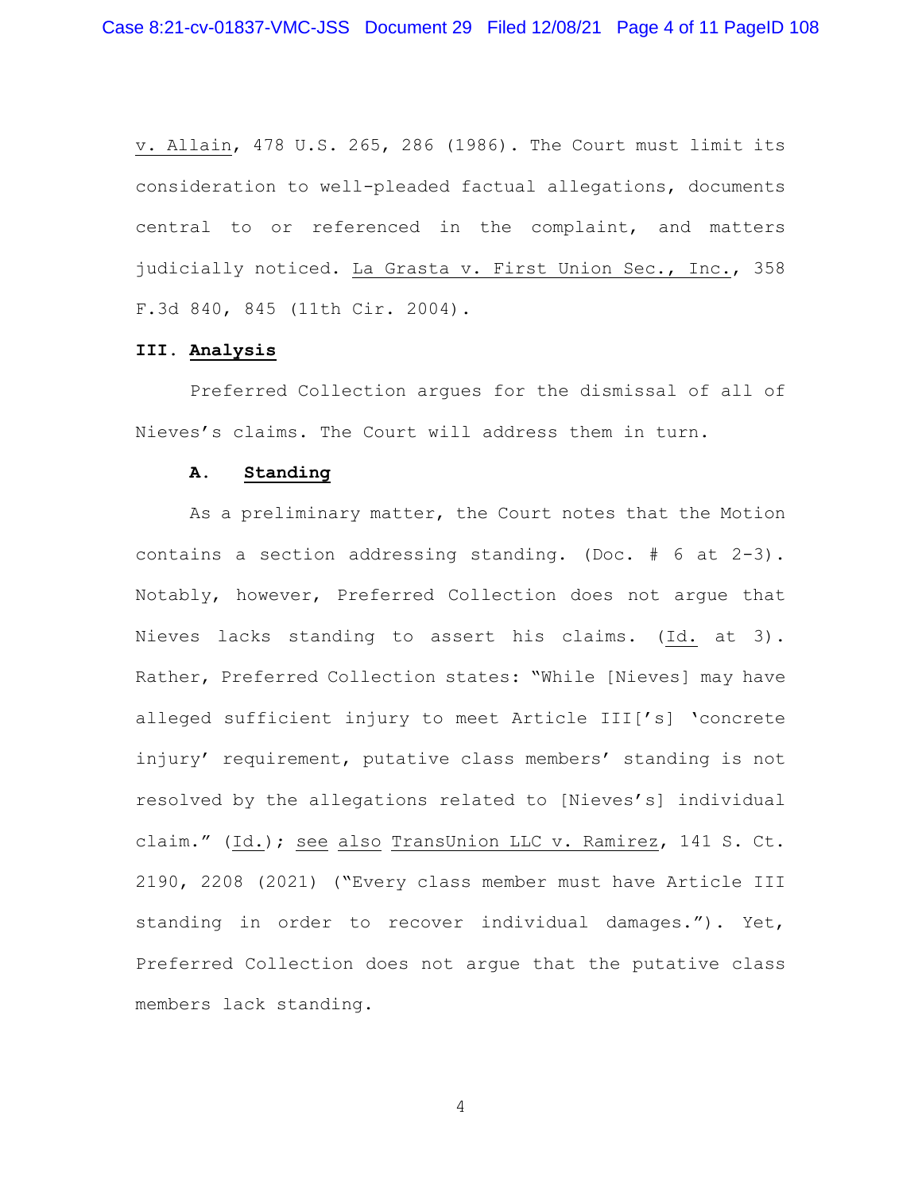v. Allain, 478 U.S. 265, 286 (1986). The Court must limit its consideration to well-pleaded factual allegations, documents central to or referenced in the complaint, and matters judicially noticed. La Grasta v. First Union Sec., Inc., 358 F.3d 840, 845 (11th Cir. 2004).

## III. Analysis

Preferred Collection argues for the dismissal of all of Nieves's claims. The Court will address them in turn.

### A. Standing

As a preliminary matter, the Court notes that the Motion contains a section addressing standing. (Doc. # 6 at 2-3). Notably, however, Preferred Collection does not argue that Nieves lacks standing to assert his claims. (Id. at 3). Rather, Preferred Collection states: "While [Nieves] may have alleged sufficient injury to meet Article III['s] 'concrete injury' requirement, putative class members' standing is not resolved by the allegations related to [Nieves's] individual claim." (Id.); see also TransUnion LLC v. Ramirez, 141 S. Ct. 2190, 2208 (2021) ("Every class member must have Article III standing in order to recover individual damages."). Yet, Preferred Collection does not argue that the putative class members lack standing.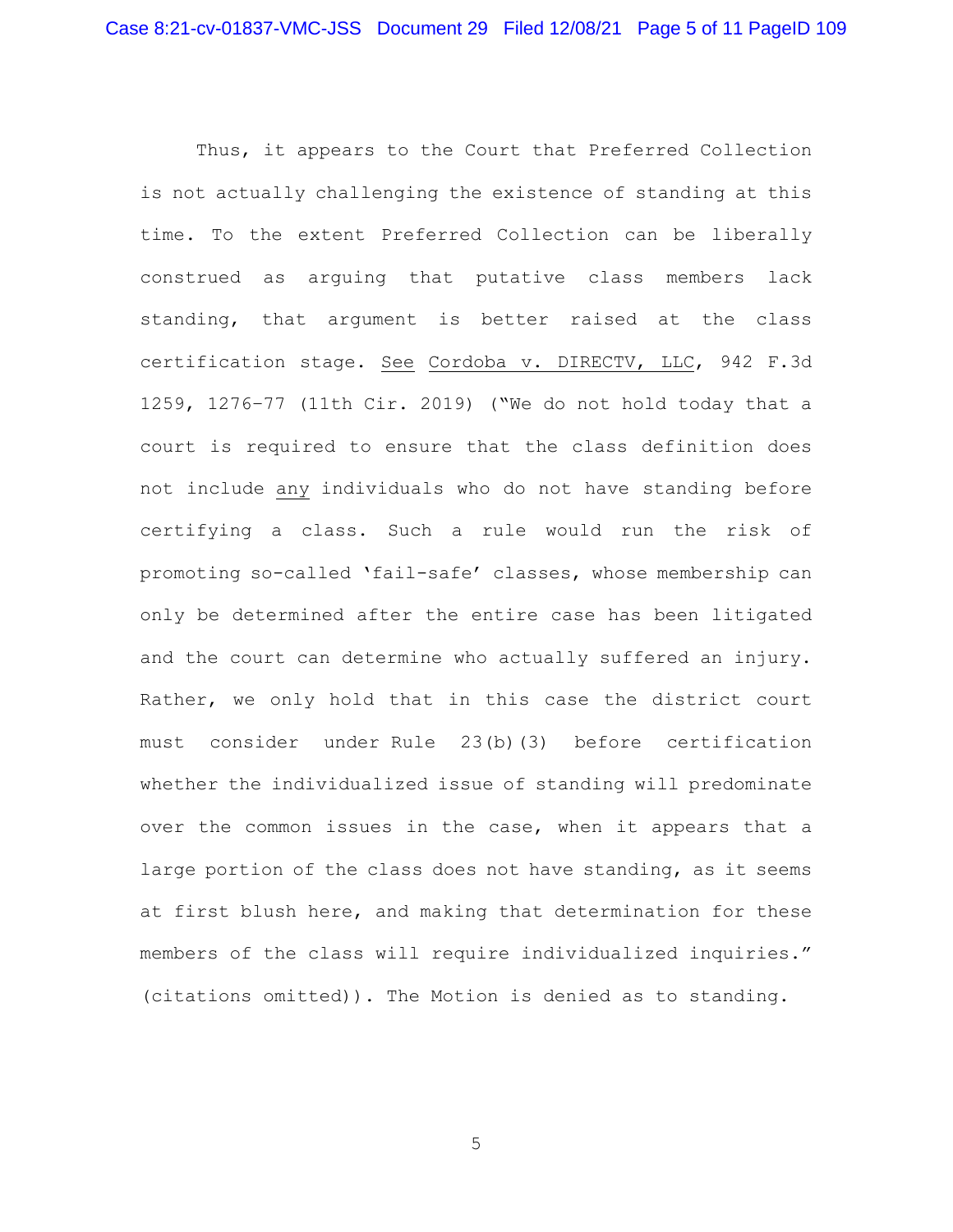Thus, it appears to the Court that Preferred Collection is not actually challenging the existence of standing at this time. To the extent Preferred Collection can be liberally construed as arguing that putative class members lack standing, that argument is better raised at the class certification stage. See Cordoba v. DIRECTV, LLC, 942 F.3d 1259, 1276–77 (11th Cir. 2019) ("We do not hold today that a court is required to ensure that the class definition does not include any individuals who do not have standing before certifying a class. Such a rule would run the risk of promoting so-called 'fail-safe' classes, whose membership can only be determined after the entire case has been litigated and the court can determine who actually suffered an injury. Rather, we only hold that in this case the district court must consider under Rule 23(b)(3) before certification whether the individualized issue of standing will predominate over the common issues in the case, when it appears that a large portion of the class does not have standing, as it seems at first blush here, and making that determination for these members of the class will require individualized inquiries." (citations omitted)). The Motion is denied as to standing.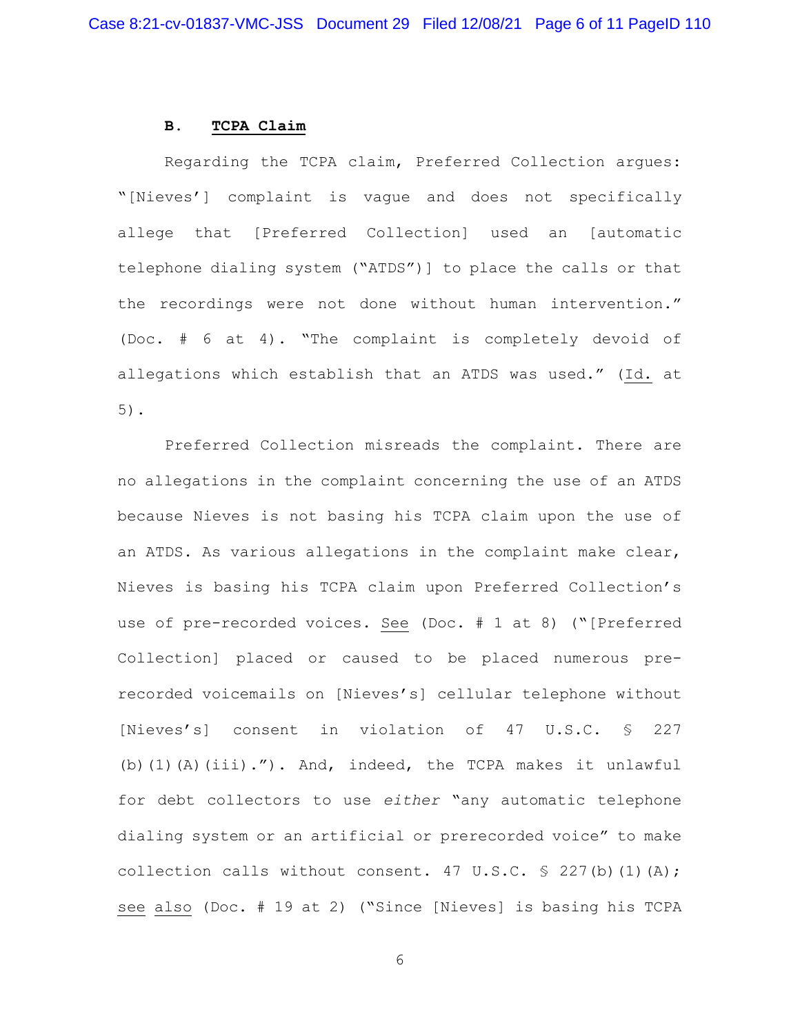### B. <u>TCPA Claim</u>

Regarding the TCPA claim, Preferred Collection argues: "[Nieves'] complaint is vague and does not specifically allege that [Preferred Collection] used an [automatic telephone dialing system ("ATDS")] to place the calls or that the recordings were not done without human intervention." (Doc. # 6 at 4). "The complaint is completely devoid of allegations which establish that an ATDS was used." (<u>Id.</u> at 5).

Preferred Collection misreads the complaint. There are no allegations in the complaint concerning the use of an ATDS because Nieves is not basing his TCPA claim upon the use of an ATDS. As various allegations in the complaint make clear, Nieves is basing his TCPA claim upon Preferred Collection's use of pre-recorded voices. <u>See</u> (Doc. # 1 at 8) ("[Preferred Collection] placed or caused to be placed numerous pre-recorded voicemails on [Nieves's] cellular telephone without [Nieves's] consent in violation of 47 U.S.C. § 227 (b)(1)(A)(iii)."). And, indeed, the TCPA makes it unlawful for debt collectors to use *either* "any automatic telephone dialing system or an artificial or prerecorded voice" to make collection calls without consent. 47 U.S.C. § 227(b)(1)(A); <u>see also</u> (Doc. # 19 at 2) ("Since [Nieves] is basing his TCPA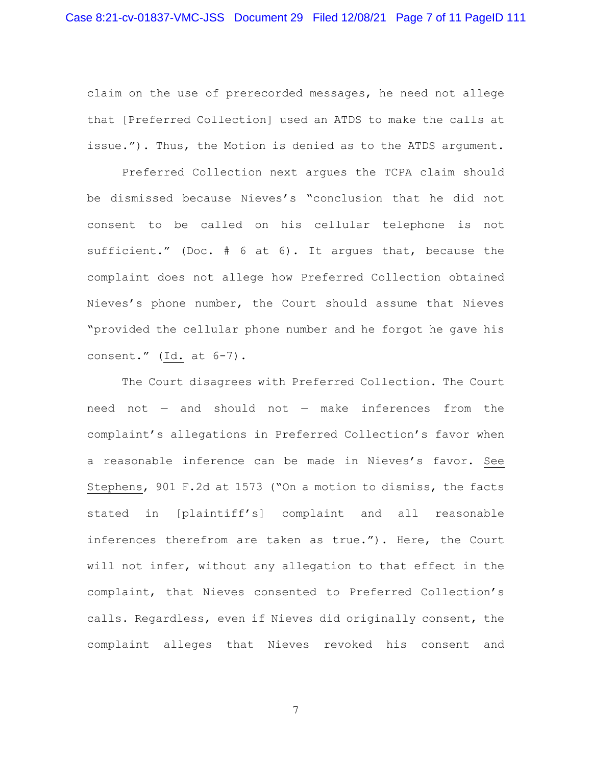claim on the use of prerecorded messages, he need not allege that [Preferred Collection] used an ATDS to make the calls at issue."). Thus, the Motion is denied as to the ATDS argument.

Preferred Collection next argues the TCPA claim should be dismissed because Nieves's "conclusion that he did not consent to be called on his cellular telephone is not sufficient." (Doc. # 6 at 6). It argues that, because the complaint does not allege how Preferred Collection obtained Nieves's phone number, the Court should assume that Nieves "provided the cellular phone number and he forgot he gave his consent." (Id. at 6-7).

The Court disagrees with Preferred Collection. The Court need not — and should not — make inferences from the complaint's allegations in Preferred Collection's favor when a reasonable inference can be made in Nieves's favor. See Stephens, 901 F.2d at 1573 ("On a motion to dismiss, the facts stated in [plaintiff's] complaint and all reasonable inferences therefrom are taken as true."). Here, the Court will not infer, without any allegation to that effect in the complaint, that Nieves consented to Preferred Collection's calls. Regardless, even if Nieves did originally consent, the complaint alleges that Nieves revoked his consent and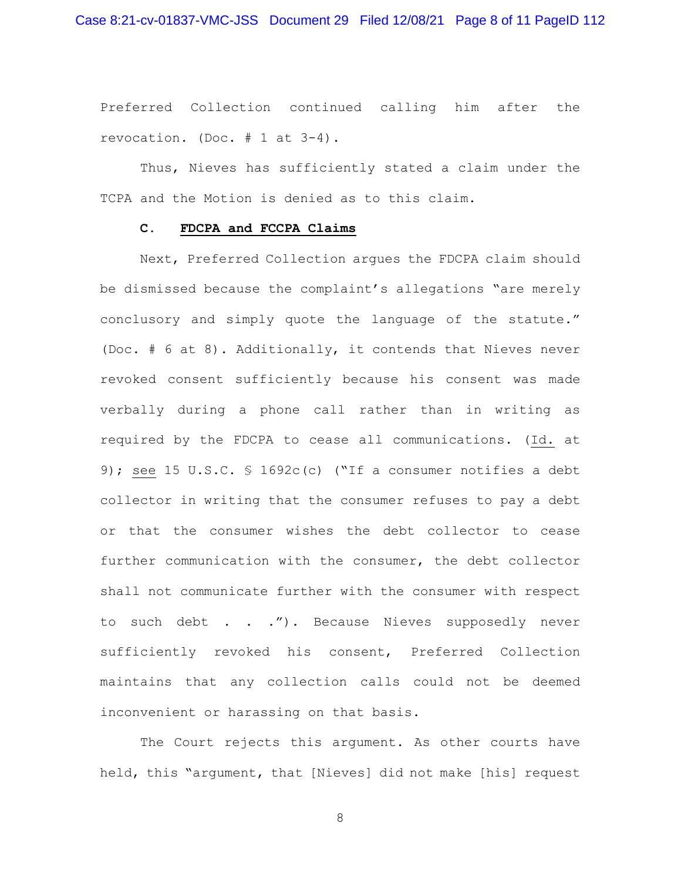Preferred Collection continued calling him after the revocation. (Doc. # 1 at 3-4).

Thus, Nieves has sufficiently stated a claim under the TCPA and the Motion is denied as to this claim.

### C. **FDCPA and FCCPA Claims**

Next, Preferred Collection argues the FDCPA claim should be dismissed because the complaint's allegations "are merely conclusory and simply quote the language of the statute." (Doc. # 6 at 8). Additionally, it contends that Nieves never revoked consent sufficiently because his consent was made verbally during a phone call rather than in writing as required by the FDCPA to cease all communications. (Id. at 9); see 15 U.S.C. § 1692c(c) ("If a consumer notifies a debt collector in writing that the consumer refuses to pay a debt or that the consumer wishes the debt collector to cease further communication with the consumer, the debt collector shall not communicate further with the consumer with respect to such debt . . ."). Because Nieves supposedly never sufficiently revoked his consent, Preferred Collection maintains that any collection calls could not be deemed inconvenient or harassing on that basis.

The Court rejects this argument. As other courts have held, this "argument, that [Nieves] did not make [his] request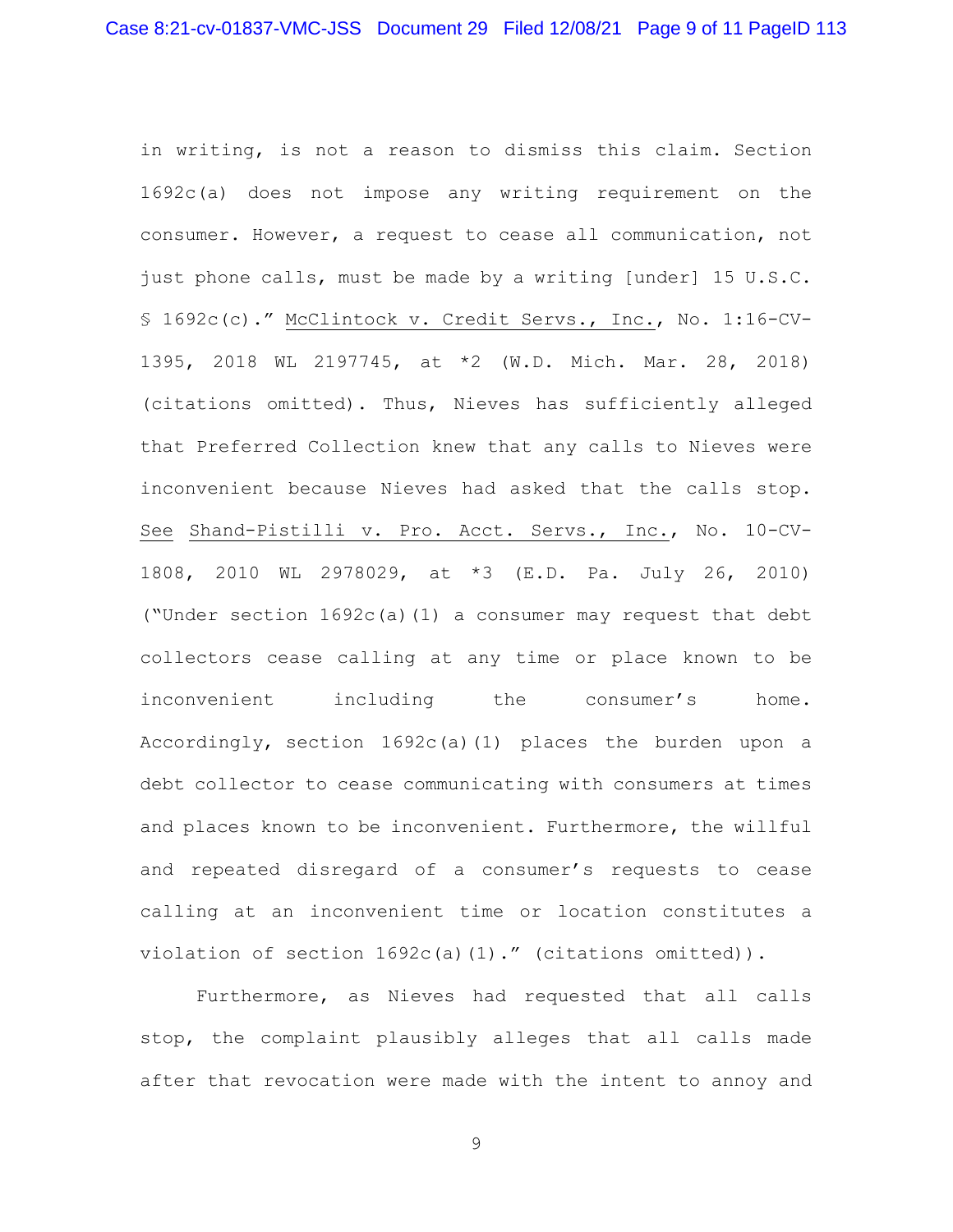in writing, is not a reason to dismiss this claim. Section 1692c(a) does not impose any writing requirement on the consumer. However, a request to cease all communication, not just phone calls, must be made by a writing [under] 15 U.S.C. § 1692c(c)." McClintock v. Credit Servs., Inc., No. 1:16-CV-1395, 2018 WL 2197745, at *2 (W.D. Mich. Mar. 28, 2018) (citations omitted). Thus, Nieves has sufficiently alleged that Preferred Collection knew that any calls to Nieves were inconvenient because Nieves had asked that the calls stop. See Shand-Pistilli v. Pro. Acct. Servs., Inc., No. 10-CV-1808, 2010 WL 2978029, at *3 (E.D. Pa. July 26, 2010) ("Under section 1692c(a)(1) a consumer may request that debt collectors cease calling at any time or place known to be inconvenient including the consumer's home. Accordingly, section 1692c(a)(1) places the burden upon a debt collector to cease communicating with consumers at times and places known to be inconvenient. Furthermore, the willful and repeated disregard of a consumer's requests to cease calling at an inconvenient time or location constitutes a violation of section 1692c(a)(1)." (citations omitted)).

Furthermore, as Nieves had requested that all calls stop, the complaint plausibly alleges that all calls made after that revocation were made with the intent to annoy and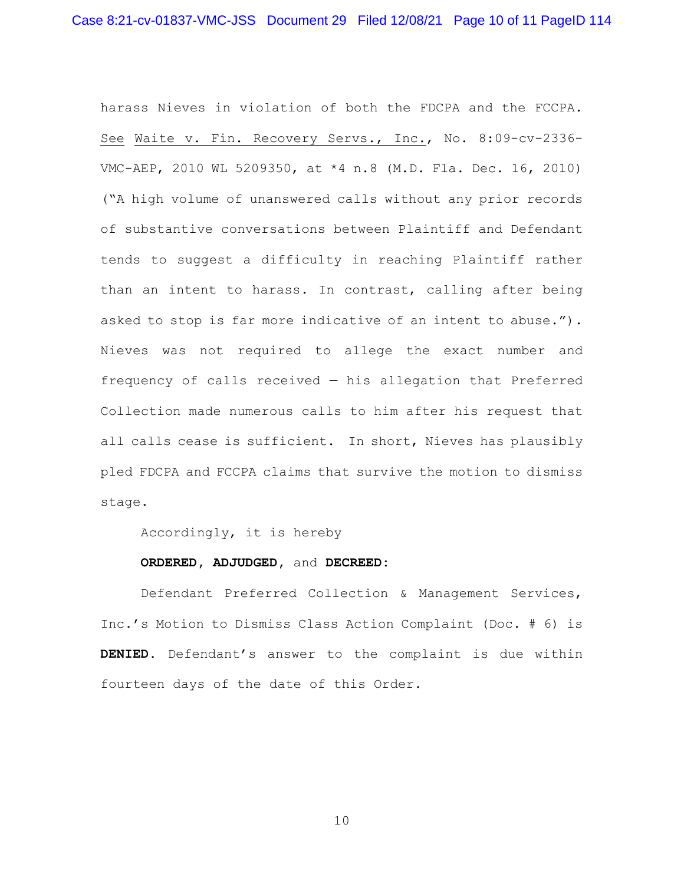harass Nieves in violation of both the FDCPA and the FCCPA. See Waite v. Fin. Recovery Servs., Inc., No. 8:09-cv-2336-VMC-AEP, 2010 WL 5209350, at *4 n.8 (M.D. Fla. Dec. 16, 2010) ("A high volume of unanswered calls without any prior records of substantive conversations between Plaintiff and Defendant tends to suggest a difficulty in reaching Plaintiff rather than an intent to harass. In contrast, calling after being asked to stop is far more indicative of an intent to abuse."). Nieves was not required to allege the exact number and frequency of calls received — his allegation that Preferred Collection made numerous calls to him after his request that all calls cease is sufficient. In short, Nieves has plausibly pled FDCPA and FCCPA claims that survive the motion to dismiss stage.

Accordingly, it is hereby

**ORDERED, ADJUDGED**, and **DECREED:**

Defendant Preferred Collection & Management Services, Inc.'s Motion to Dismiss Class Action Complaint (Doc. # 6) is **DENIED**. Defendant's answer to the complaint is due within fourteen days of the date of this Order.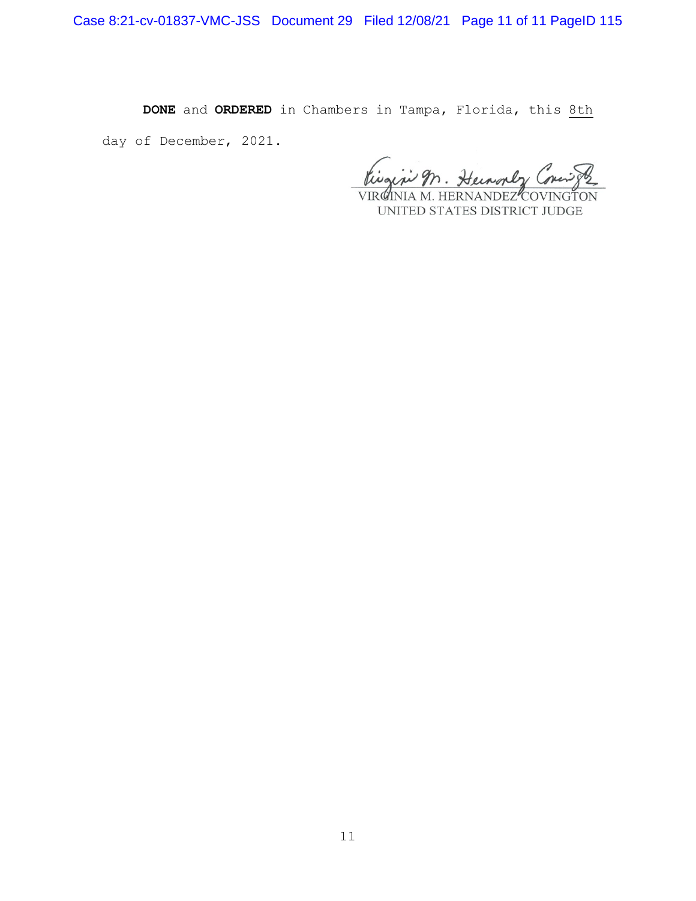**DONE** and **ORDERED** in Chambers in Tampa, Florida, this 8th day of December, 2021.

VIRGINIA M. HERNANDEZ COVINGTON
UNITED STATES DISTRICT JUDGE